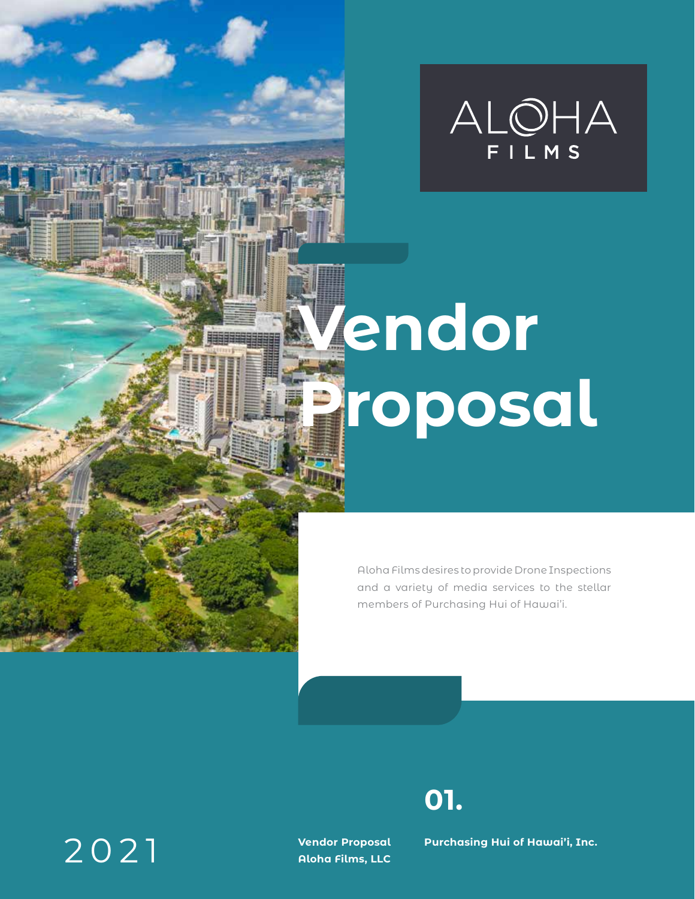ALOHA FILMS

# Vendor Proposal

Aloha Films desires to provide Drone Inspections and a variety of media services to the stellar members of Purchasing Hui of Hawai'i.

## 01.

2021

**Vendor Proposal**
**Aloha Films, LLC**

**Purchasing Hui of Hawai'i, Inc.**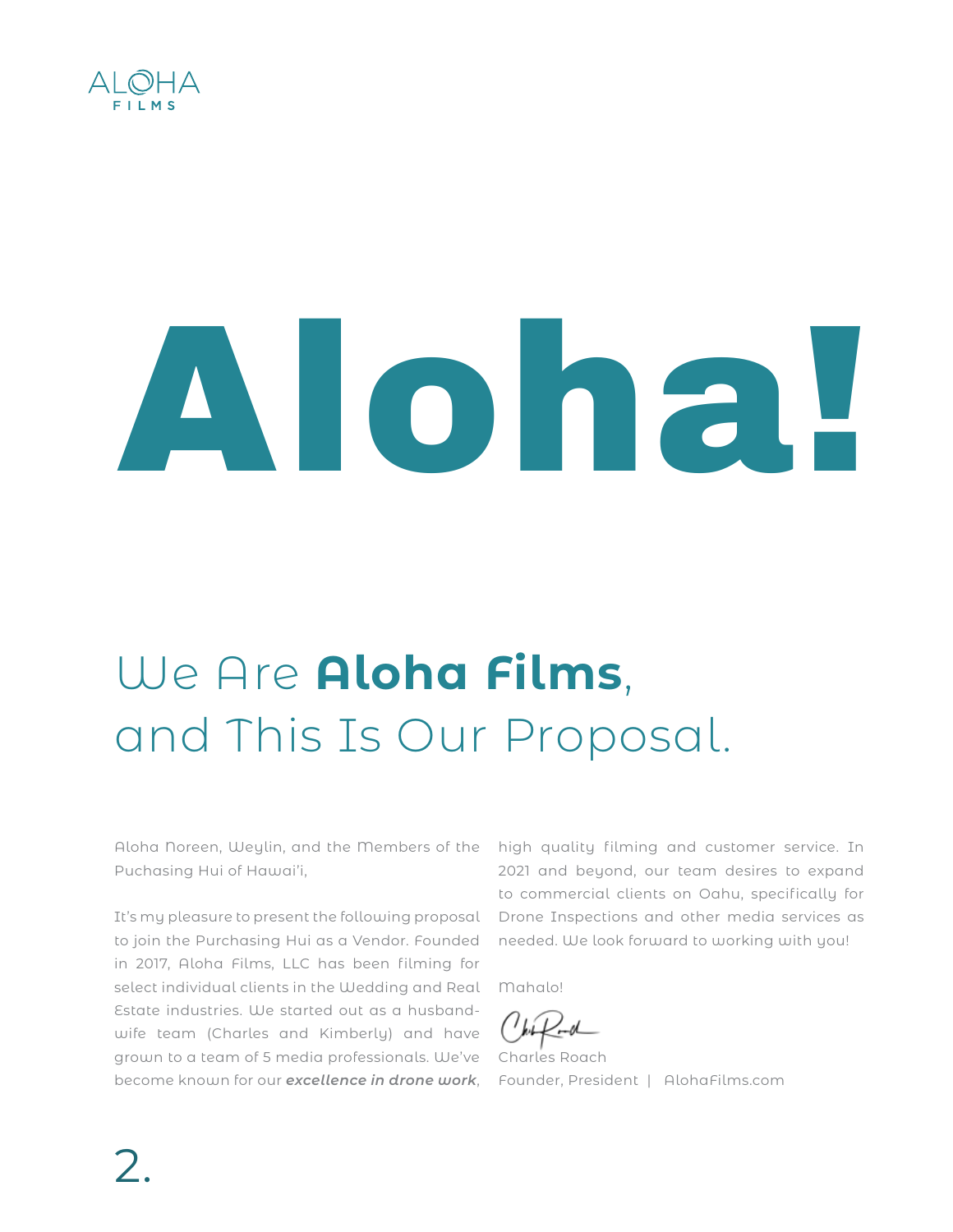# Aloha!

## We Are **Aloha Films**, and This Is Our Proposal.

Aloha Noreen, Weylin, and the Members of the Puchasing Hui of Hawai'i,

It's my pleasure to present the following proposal to join the Purchasing Hui as a Vendor. Founded in 2017, Aloha Films, LLC has been filming for select individual clients in the Wedding and Real Estate industries. We started out as a husband-wife team (Charles and Kimberly) and have grown to a team of 5 media professionals. We've become known for our ***excellence in drone work***, high quality filming and customer service. In 2021 and beyond, our team desires to expand to commercial clients on Oahu, specifically for Drone Inspections and other media services as needed. We look forward to working with you!

Mahalo!

Charles Roach
Founder, President | AlohaFilms.com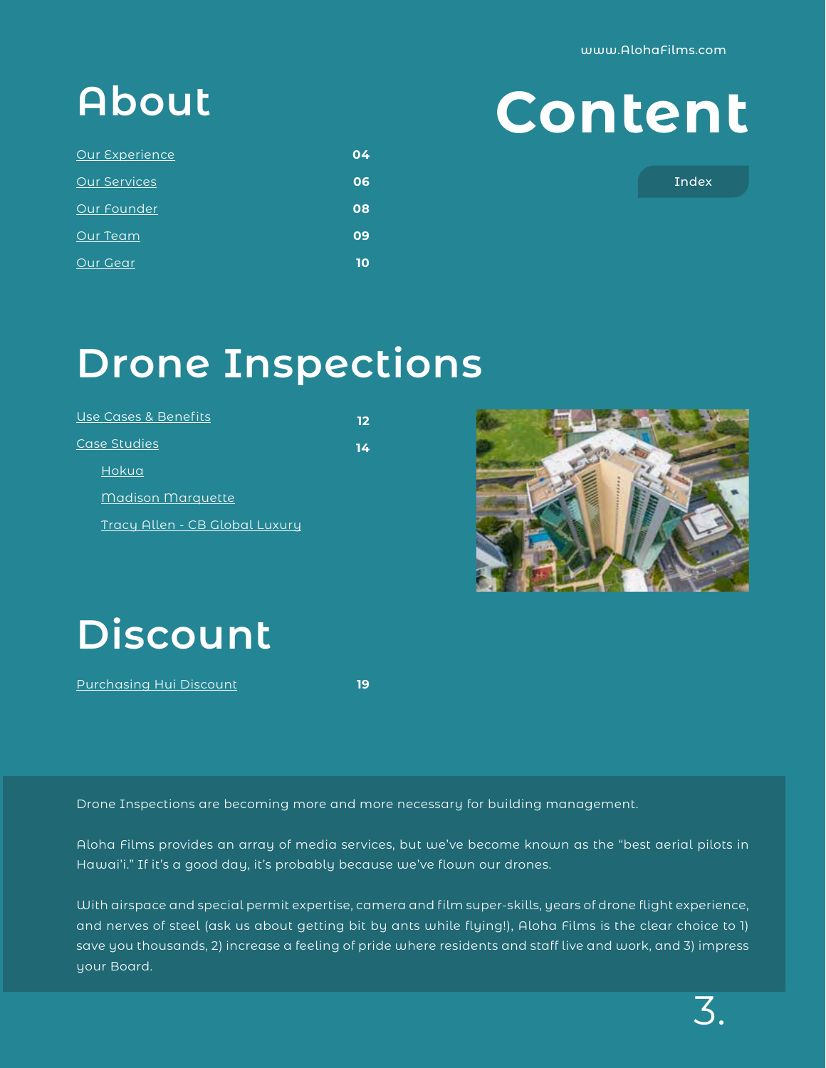www.AlohaFilms.com

# Content

Index

## About

| | |
|---|---|
| Our Experience | 04 |
| Our Services | 06 |
| Our Founder | 08 |
| Our Team | 09 |
| Our Gear | 10 |

## Drone Inspections

| | |
|---|---|
| Use Cases & Benefits | 12 |
| Case Studies | 14 |
| Hokua | |
| Madison Marquette | |
| Tracy Allen - CB Global Luxury | |

## Discount

| | |
|---|---|
| Purchasing Hui Discount | 19 |

Drone Inspections are becoming more and more necessary for building management.

Aloha Films provides an array of media services, but we've become known as the "best aerial pilots in Hawai'i." If it's a good day, it's probably because we've flown our drones.

With airspace and special permit expertise, camera and film super-skills, years of drone flight experience, and nerves of steel (ask us about getting bit by ants while flying!), Aloha Films is the clear choice to 1) save you thousands, 2) increase a feeling of pride where residents and staff live and work, and 3) impress your Board.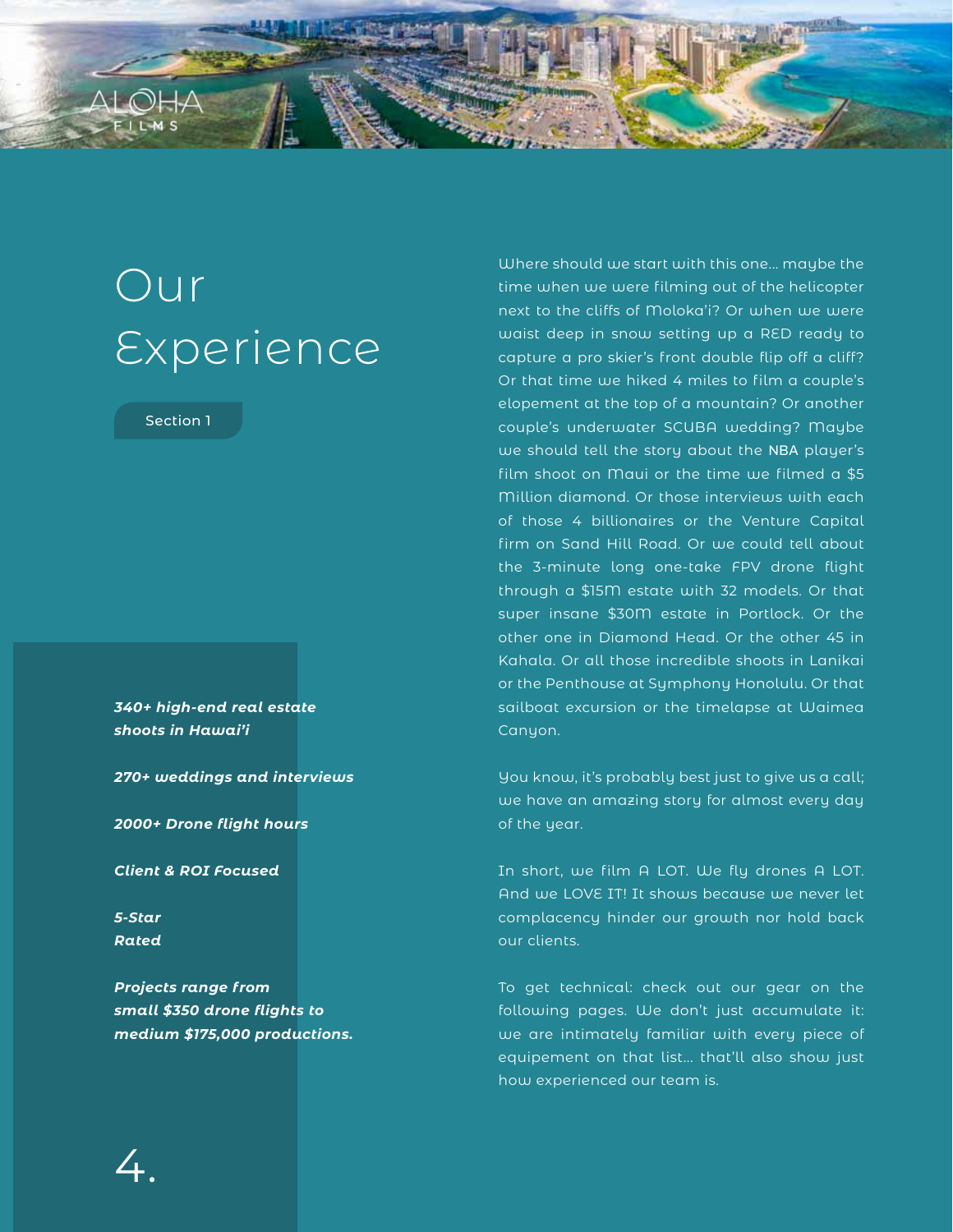# Our Experience

Section 1

***340+ high-end real estate shoots in Hawai'i***

***270+ weddings and interviews***

***2000+ Drone flight hours***

***Client & ROI Focused***

***5-Star Rated***

***Projects range from small $350 drone flights to medium $175,000 productions.***

Where should we start with this one... maybe the time when we were filming out of the helicopter next to the cliffs of Moloka'i? Or when we were waist deep in snow setting up a RED ready to capture a pro skier's front double flip off a cliff? Or that time we hiked 4 miles to film a couple's elopement at the top of a mountain? Or another couple's underwater SCUBA wedding? Maybe we should tell the story about the NBA player's film shoot on Maui or the time we filmed a $5 Million diamond. Or those interviews with each of those 4 billionaires or the Venture Capital firm on Sand Hill Road. Or we could tell about the 3-minute long one-take FPV drone flight through a $15M estate with 32 models. Or that super insane $30M estate in Portlock. Or the other one in Diamond Head. Or the other 45 in Kahala. Or all those incredible shoots in Lanikai or the Penthouse at Symphony Honolulu. Or that sailboat excursion or the timelapse at Waimea Canyon.

You know, it's probably best just to give us a call; we have an amazing story for almost every day of the year.

In short, we film A LOT. We fly drones A LOT. And we LOVE IT! It shows because we never let complacency hinder our growth nor hold back our clients.

To get technical: check out our gear on the following pages. We don't just accumulate it: we are intimately familiar with every piece of equipement on that list... that'll also show just how experienced our team is.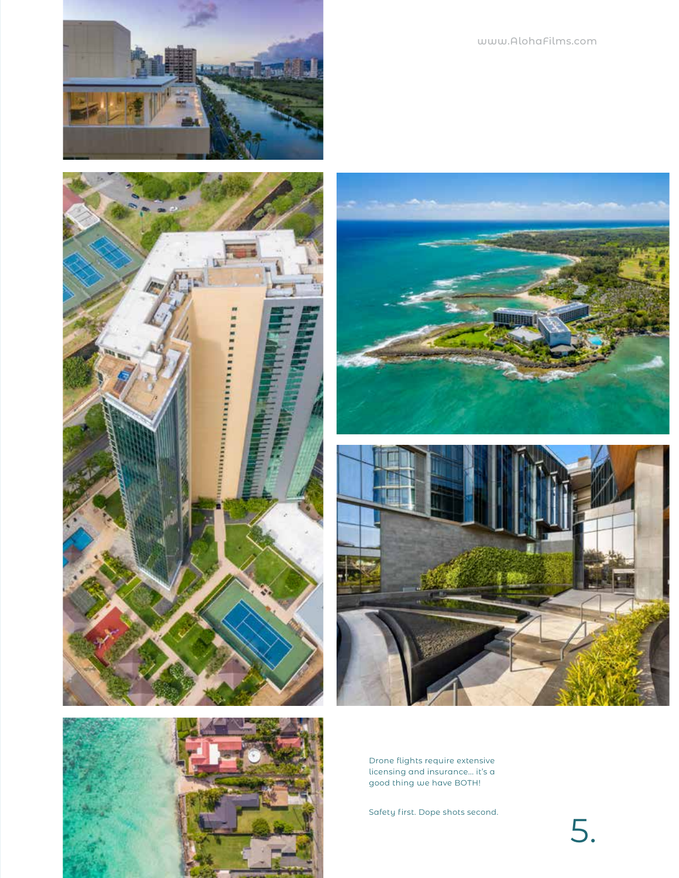www.AlohaFilms.com

Drone flights require extensive licensing and insurance... it's a good thing we have BOTH!

Safety first. Dope shots second.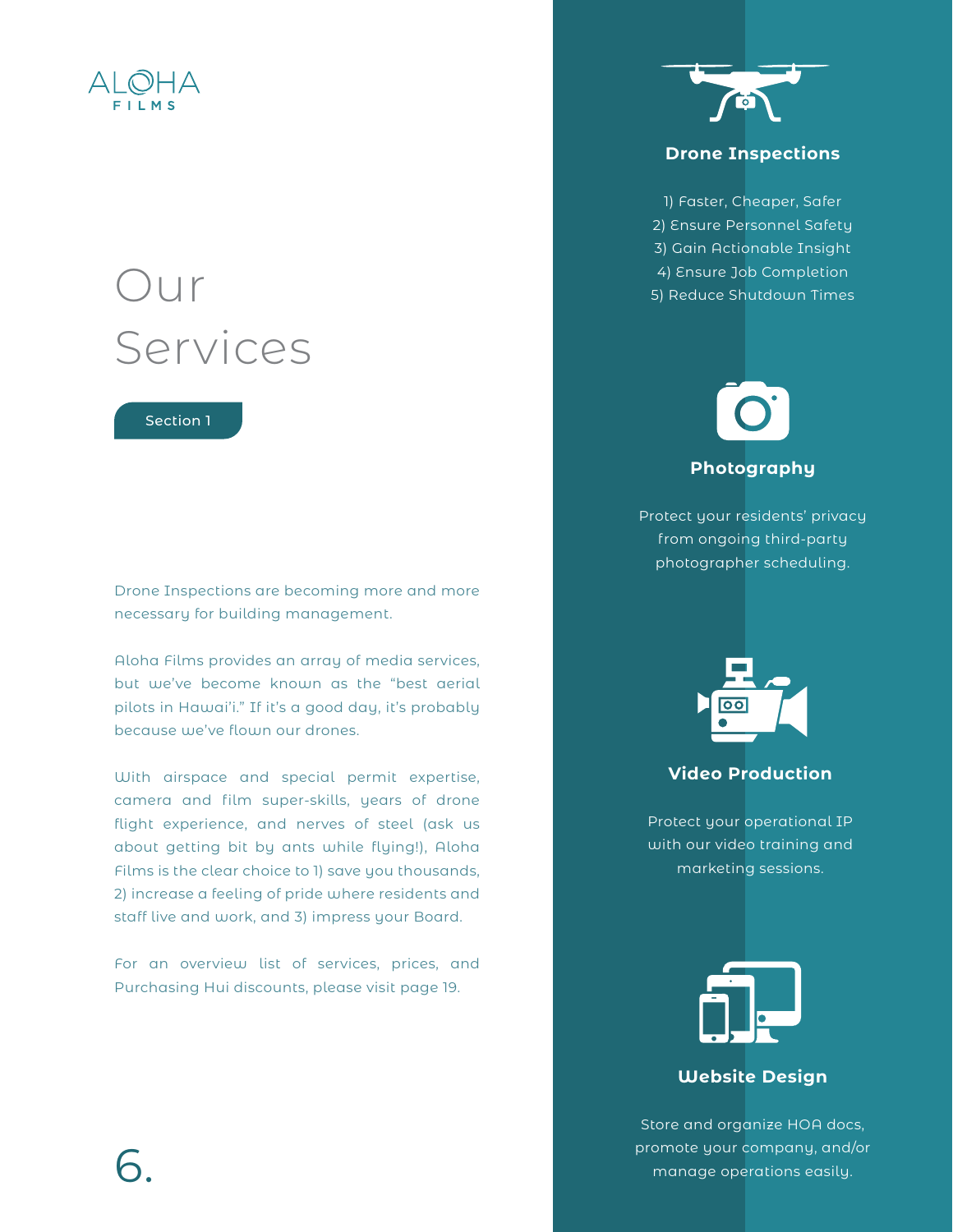ALOHA FILMS

# Our Services

Section 1

Drone Inspections are becoming more and more necessary for building management.

Aloha Films provides an array of media services, but we've become known as the "best aerial pilots in Hawai'i." If it's a good day, it's probably because we've flown our drones.

With airspace and special permit expertise, camera and film super-skills, years of drone flight experience, and nerves of steel (ask us about getting bit by ants while flying!), Aloha Films is the clear choice to 1) save you thousands, 2) increase a feeling of pride where residents and staff live and work, and 3) impress your Board.

For an overview list of services, prices, and Purchasing Hui discounts, please visit page 19.

## Drone Inspections

1) Faster, Cheaper, Safer
2) Ensure Personnel Safety
3) Gain Actionable Insight
4) Ensure Job Completion
5) Reduce Shutdown Times

## Photography

Protect your residents' privacy from ongoing third-party photographer scheduling.

## Video Production

Protect your operational IP with our video training and marketing sessions.

## Website Design

Store and organize HOA docs, promote your company, and/or manage operations easily.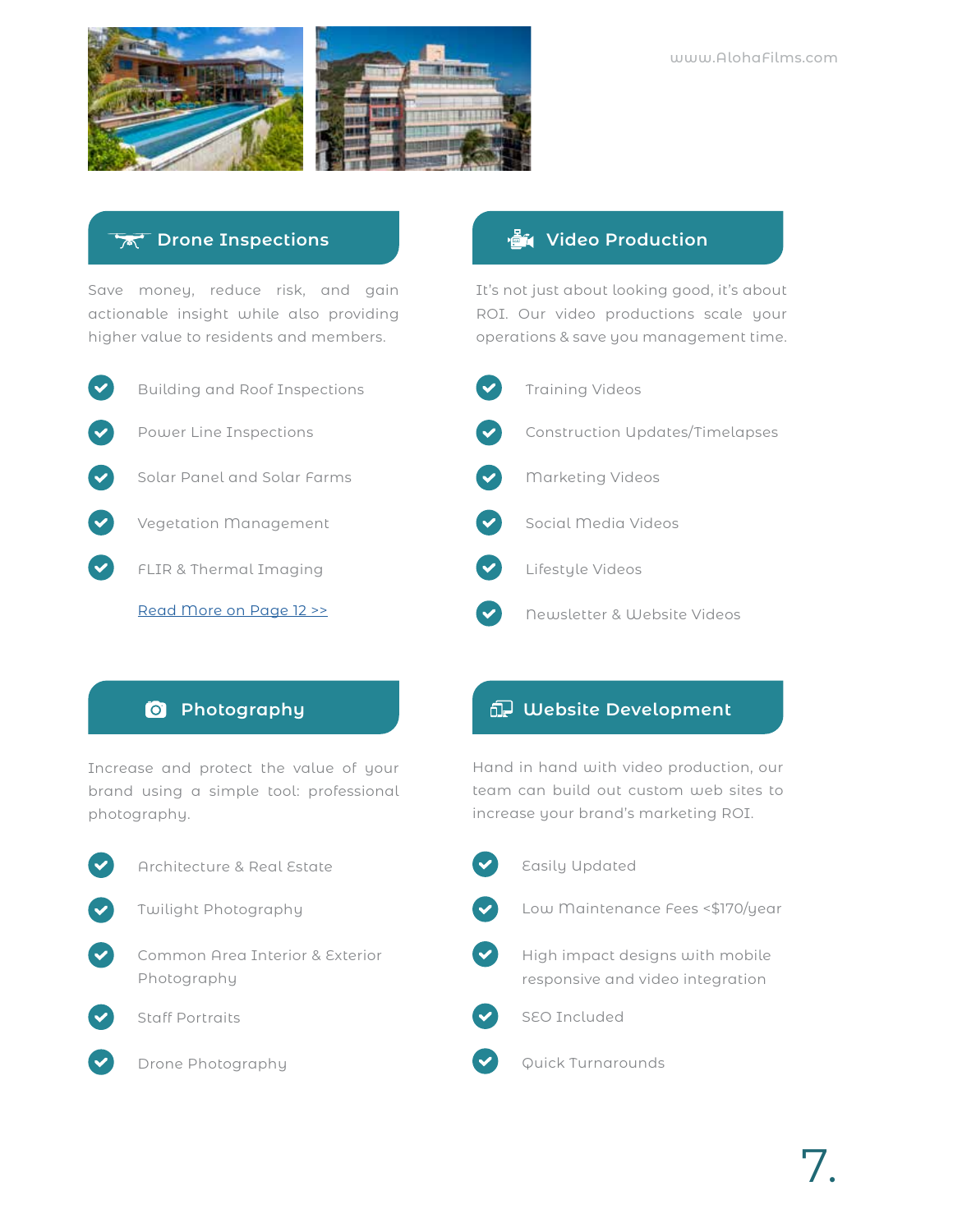www.AlohaFilms.com

## Drone Inspections

Save money, reduce risk, and gain actionable insight while also providing higher value to residents and members.

- Building and Roof Inspections
- Power Line Inspections
- Solar Panel and Solar Farms
- Vegetation Management
- FLIR & Thermal Imaging

[Read More on Page 12 >>](#)

## Video Production

It's not just about looking good, it's about ROI. Our video productions scale your operations & save you management time.

- Training Videos
- Construction Updates/Timelapses
- Marketing Videos
- Social Media Videos
- Lifestyle Videos
- Newsletter & Website Videos

## Photography

Increase and protect the value of your brand using a simple tool: professional photography.

- Architecture & Real Estate
- Twilight Photography
- Common Area Interior & Exterior Photography
- Staff Portraits
- Drone Photography

## Website Development

Hand in hand with video production, our team can build out custom web sites to increase your brand's marketing ROI.

- Easily Updated
- Low Maintenance Fees <$170/year
- High impact designs with mobile responsive and video integration
- SEO Included
- Quick Turnarounds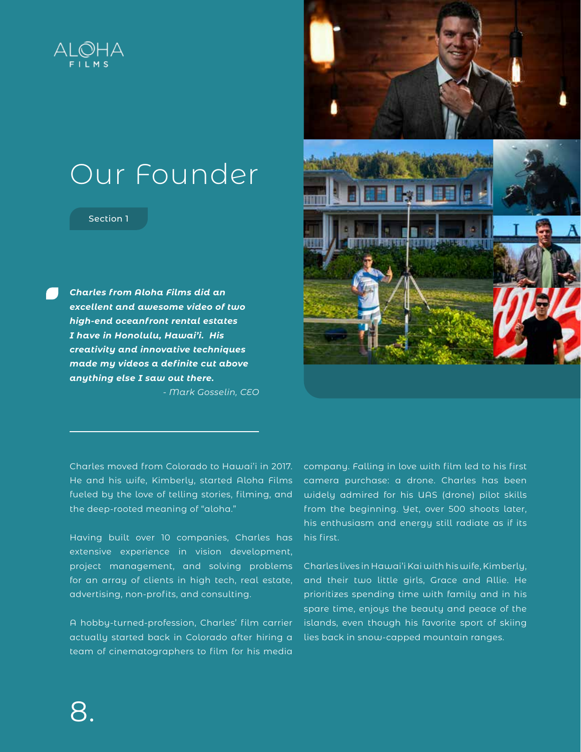ALOHA FILMS

# Our Founder

Section 1

> ***Charles from Aloha Films did an excellent and awesome video of two high-end oceanfront rental estates I have in Honolulu, Hawai'i. His creativity and innovative techniques made my videos a definite cut above anything else I saw out there.***
>
> *- Mark Gosselin, CEO*

Charles moved from Colorado to Hawai'i in 2017. He and his wife, Kimberly, started Aloha Films fueled by the love of telling stories, filming, and the deep-rooted meaning of "aloha."

Having built over 10 companies, Charles has extensive experience in vision development, project management, and solving problems for an array of clients in high tech, real estate, advertising, non-profits, and consulting.

A hobby-turned-profession, Charles' film carrier actually started back in Colorado after hiring a team of cinematographers to film for his media company. Falling in love with film led to his first camera purchase: a drone. Charles has been widely admired for his UAS (drone) pilot skills from the beginning. Yet, over 500 shoots later, his enthusiasm and energy still radiate as if its his first.

Charles lives in Hawai'i Kai with his wife, Kimberly, and their two little girls, Grace and Allie. He prioritizes spending time with family and in his spare time, enjoys the beauty and peace of the islands, even though his favorite sport of skiing lies back in snow-capped mountain ranges.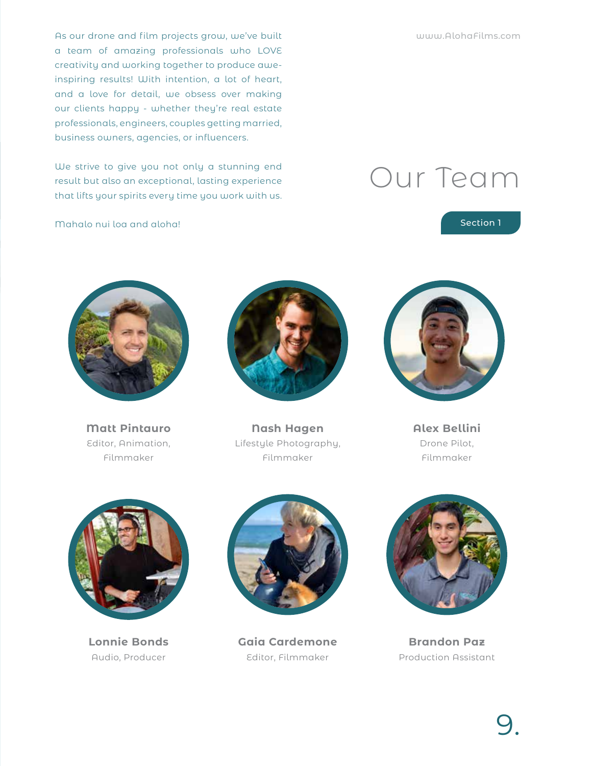# Our Team

Section 1

As our drone and film projects grow, we've built a team of amazing professionals who LOVE creativity and working together to produce awe-inspiring results! With intention, a lot of heart, and a love for detail, we obsess over making our clients happy - whether they're real estate professionals, engineers, couples getting married, business owners, agencies, or influencers.

We strive to give you not only a stunning end result but also an exceptional, lasting experience that lifts your spirits every time you work with us.

Mahalo nui loa and aloha!

www.AlohaFilms.com

**Matt Pintauro**
Editor, Animation, Filmmaker

**Nash Hagen**
Lifestyle Photography, Filmmaker

**Alex Bellini**
Drone Pilot, Filmmaker

**Lonnie Bonds**
Audio, Producer

**Gaia Cardemone**
Editor, Filmmaker

**Brandon Paz**
Production Assistant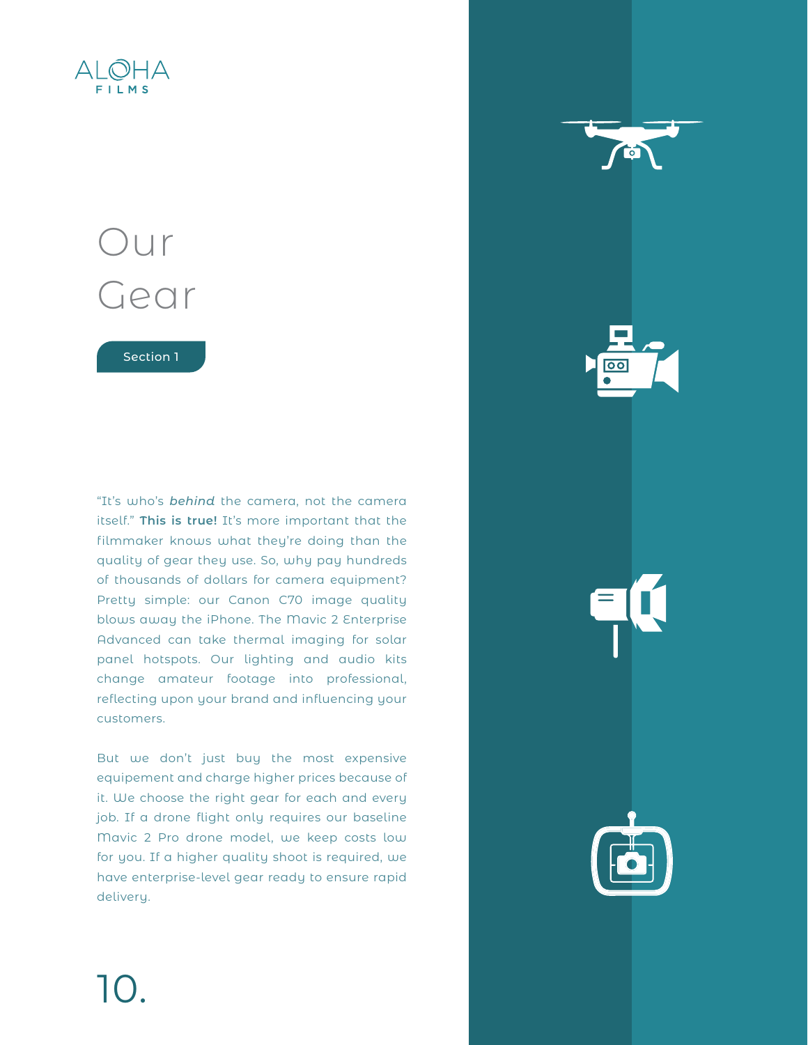# Our Gear

Section 1

"It's who's ***behind*** the camera, not the camera itself." **This is true!** It's more important that the filmmaker knows what they're doing than the quality of gear they use. So, why pay hundreds of thousands of dollars for camera equipment? Pretty simple: our Canon C70 image quality blows away the iPhone. The Mavic 2 Enterprise Advanced can take thermal imaging for solar panel hotspots. Our lighting and audio kits change amateur footage into professional, reflecting upon your brand and influencing your customers.

But we don't just buy the most expensive equipement and charge higher prices because of it. We choose the right gear for each and every job. If a drone flight only requires our baseline Mavic 2 Pro drone model, we keep costs low for you. If a higher quality shoot is required, we have enterprise-level gear ready to ensure rapid delivery.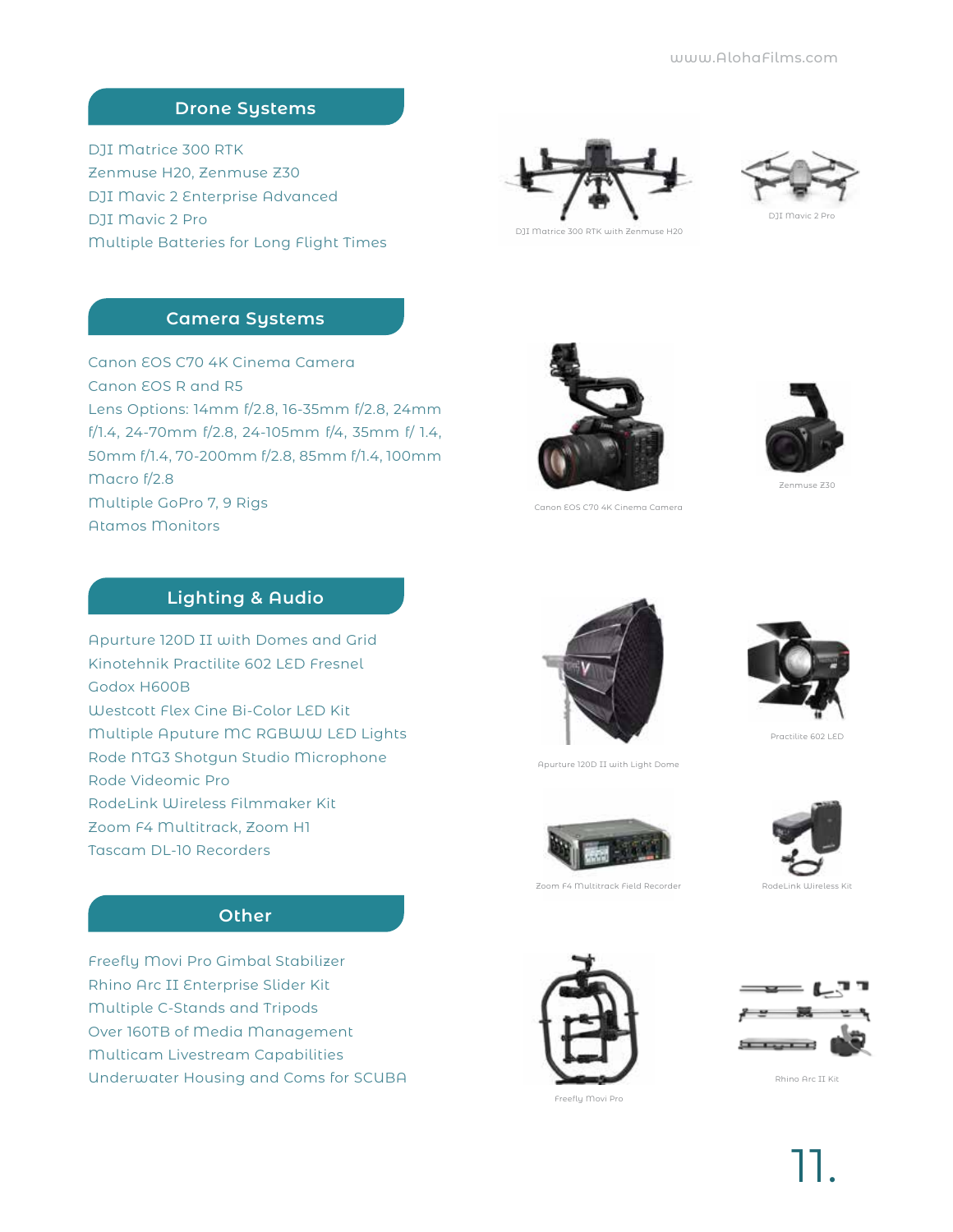## Drone Systems

DJI Matrice 300 RTK
Zenmuse H20, Zenmuse Z30
DJI Mavic 2 Enterprise Advanced
DJI Mavic 2 Pro
Multiple Batteries for Long Flight Times

DJI Matrice 300 RTK with Zenmuse H20

DJI Mavic 2 Pro

## Camera Systems

Canon EOS C70 4K Cinema Camera
Canon EOS R and R5
Lens Options: 14mm f/2.8, 16-35mm f/2.8, 24mm f/1.4, 24-70mm f/2.8, 24-105mm f/4, 35mm f/ 1.4, 50mm f/1.4, 70-200mm f/2.8, 85mm f/1.4, 100mm Macro f/2.8
Multiple GoPro 7, 9 Rigs
Atamos Monitors

Canon EOS C70 4K Cinema Camera

Zenmuse Z30

## Lighting & Audio

Apurture 120D II with Domes and Grid
Kinotehnik Practilite 602 LED Fresnel
Godox H600B
Westcott Flex Cine Bi-Color LED Kit
Multiple Aputure MC RGBWW LED Lights
Rode NTG3 Shotgun Studio Microphone
Rode Videomic Pro
RodeLink Wireless Filmmaker Kit
Zoom F4 Multitrack, Zoom H1
Tascam DL-10 Recorders

Apurture 120D II with Light Dome

Practilite 602 LED

Zoom F4 Multitrack Field Recorder

RodeLink Wireless Kit

## Other

Freefly Movi Pro Gimbal Stabilizer
Rhino Arc II Enterprise Slider Kit
Multiple C-Stands and Tripods
Over 160TB of Media Management
Multicam Livestream Capabilities
Underwater Housing and Coms for SCUBA

Freefly Movi Pro

Rhino Arc II Kit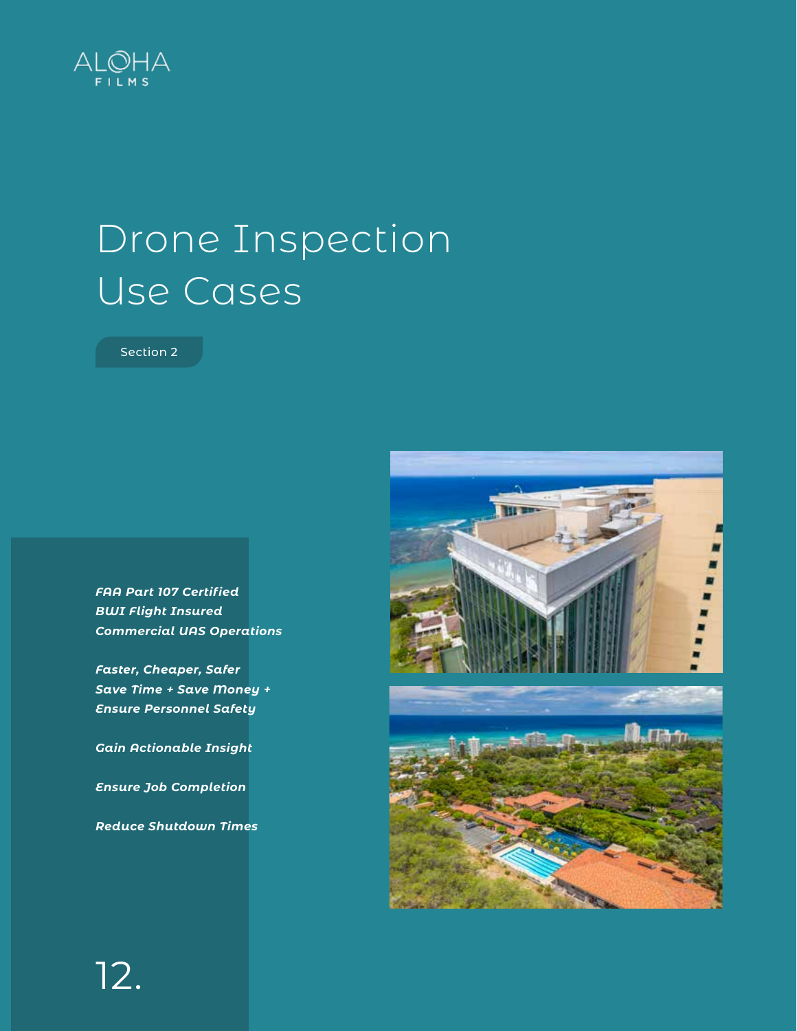# Drone Inspection Use Cases

Section 2

***FAA Part 107 Certified***
***BWI Flight Insured***
***Commercial UAS Operations***

***Faster, Cheaper, Safer***
***Save Time + Save Money +***
***Ensure Personnel Safety***

***Gain Actionable Insight***

***Ensure Job Completion***

***Reduce Shutdown Times***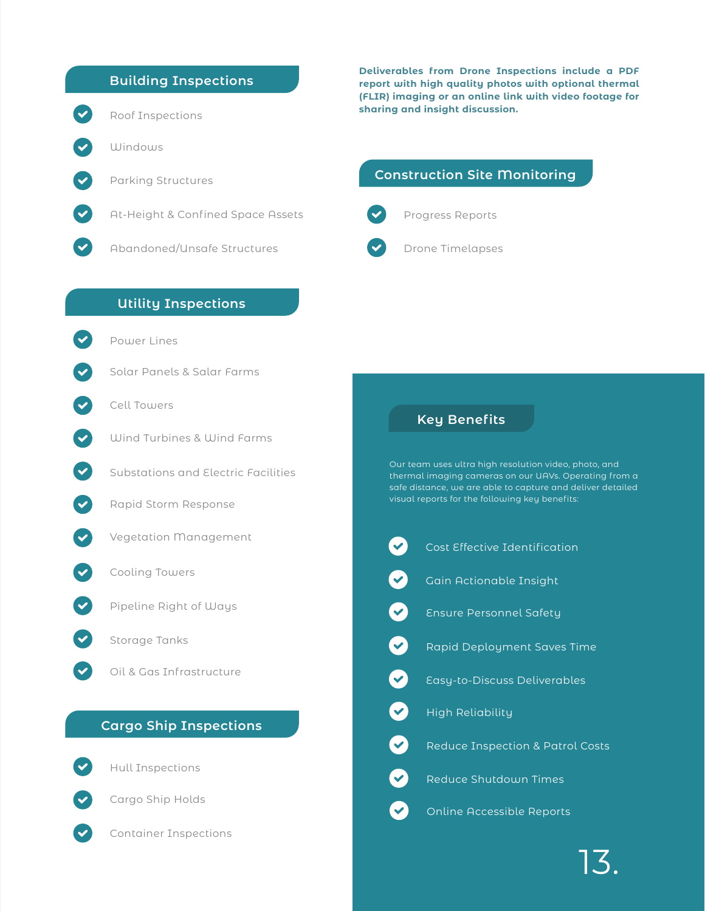## Building Inspections

- Roof Inspections
- Windows
- Parking Structures
- At-Height & Confined Space Assets
- Abandoned/Unsafe Structures

## Utility Inspections

- Power Lines
- Solar Panels & Salar Farms
- Cell Towers
- Wind Turbines & Wind Farms
- Substations and Electric Facilities
- Rapid Storm Response
- Vegetation Management
- Cooling Towers
- Pipeline Right of Ways
- Storage Tanks
- Oil & Gas Infrastructure

## Cargo Ship Inspections

- Hull Inspections
- Cargo Ship Holds
- Container Inspections

**Deliverables from Drone Inspections include a PDF report with high quality photos with optional thermal (FLIR) imaging or an online link with video footage for sharing and insight discussion.**

## Construction Site Monitoring

- Progress Reports
- Drone Timelapses

## Key Benefits

Our team uses ultra high resolution video, photo, and thermal imaging cameras on our UAVs. Operating from a safe distance, we are able to capture and deliver detailed visual reports for the following key benefits:

- Cost Effective Identification
- Gain Actionable Insight
- Ensure Personnel Safety
- Rapid Deployment Saves Time
- Easy-to-Discuss Deliverables
- High Reliability
- Reduce Inspection & Patrol Costs
- Reduce Shutdown Times
- Online Accessible Reports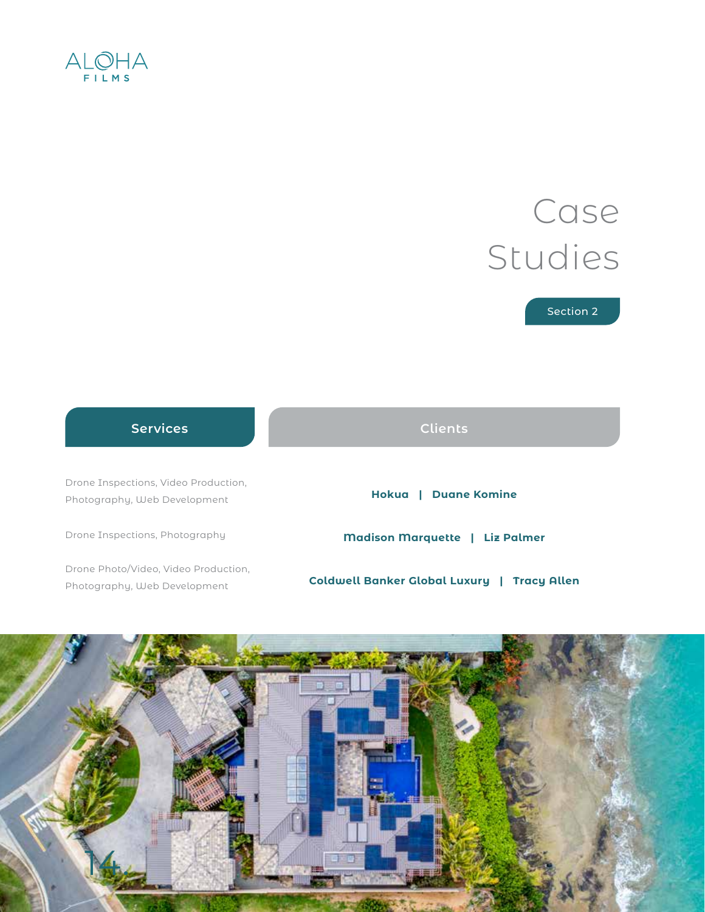# Case Studies

Section 2

| Services | Clients |
| --- | --- |
| Drone Inspections, Video Production, Photography, Web Development | **Hokua \| Duane Komine** |
| Drone Inspections, Photography | **Madison Marquette \| Liz Palmer** |
| Drone Photo/Video, Video Production, Photography, Web Development | **Coldwell Banker Global Luxury \| Tracy Allen** |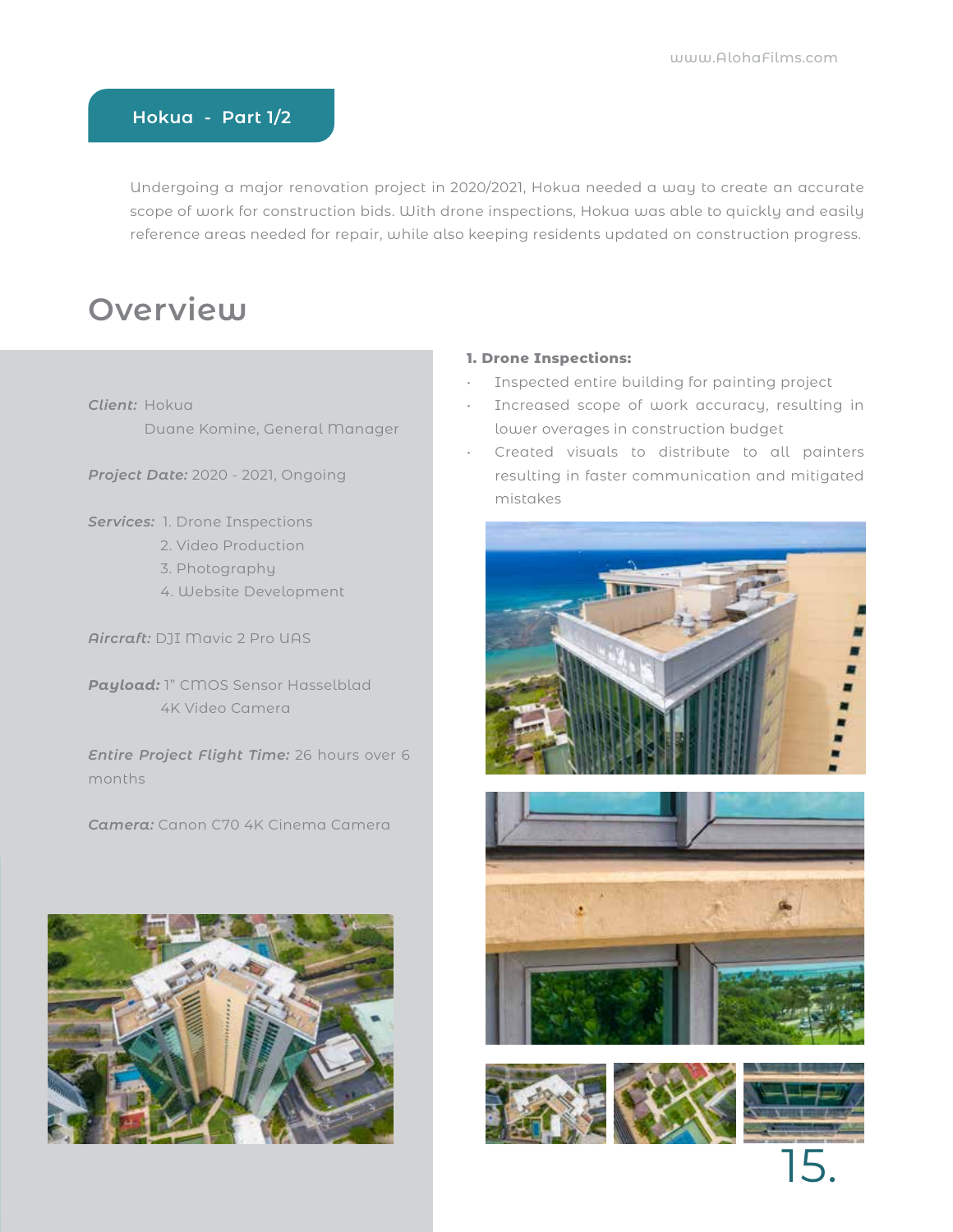## Hokua - Part 1/2

Undergoing a major renovation project in 2020/2021, Hokua needed a way to create an accurate scope of work for construction bids. With drone inspections, Hokua was able to quickly and easily reference areas needed for repair, while also keeping residents updated on construction progress.

# Overview

***Client:*** Hokua
Duane Komine, General Manager

***Project Date:*** 2020 - 2021, Ongoing

***Services:*** 1. Drone Inspections
2. Video Production
3. Photography
4. Website Development

***Aircraft:*** DJI Mavic 2 Pro UAS

***Payload:*** 1" CMOS Sensor Hasselblad 4K Video Camera

***Entire Project Flight Time:*** 26 hours over 6 months

***Camera:*** Canon C70 4K Cinema Camera

**1. Drone Inspections:**

- Inspected entire building for painting project
- Increased scope of work accuracy, resulting in lower overages in construction budget
- Created visuals to distribute to all painters resulting in faster communication and mitigated mistakes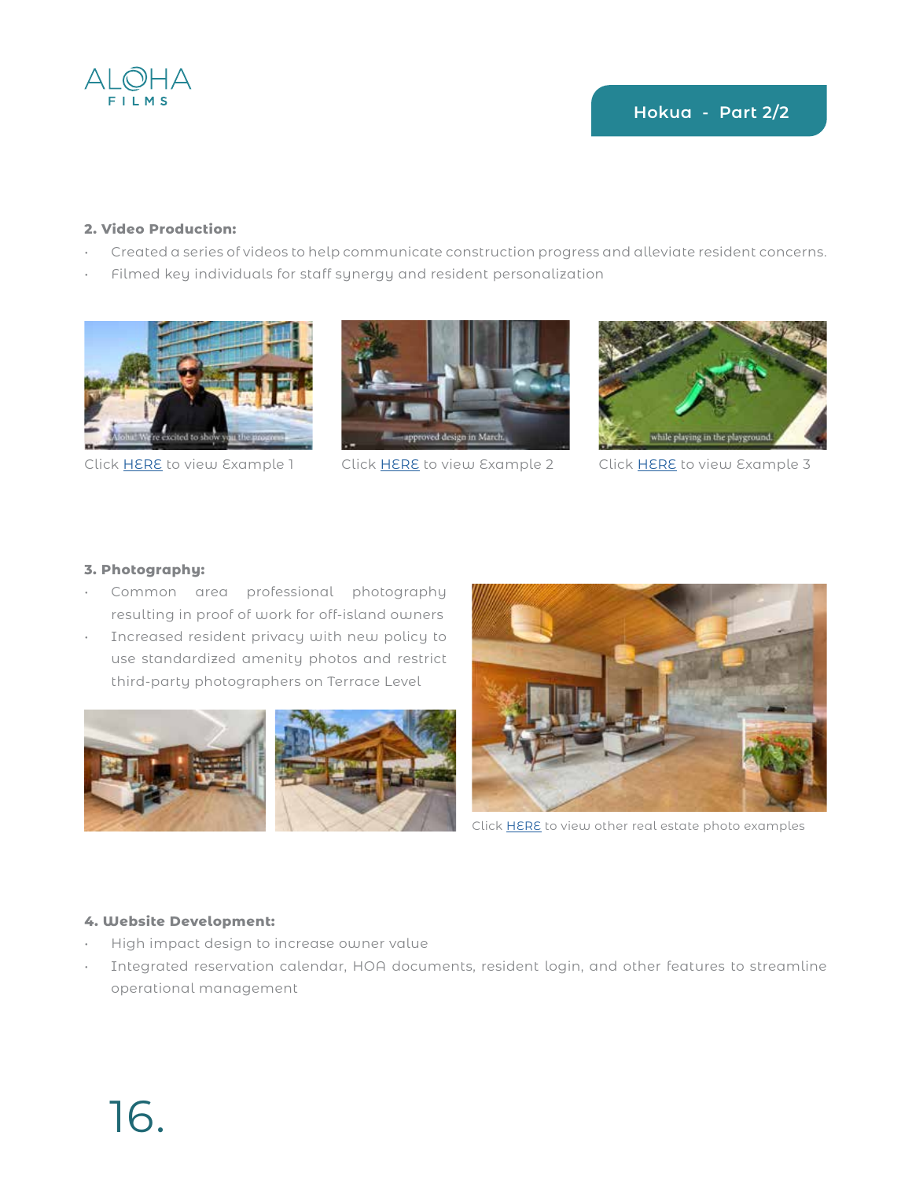## Hokua - Part 2/2

**2. Video Production:**

- Created a series of videos to help communicate construction progress and alleviate resident concerns.
- Filmed key individuals for staff synergy and resident personalization

Click HERE to view Example 1

Click HERE to view Example 2

Click HERE to view Example 3

**3. Photography:**

- Common area professional photography resulting in proof of work for off-island owners
- Increased resident privacy with new policy to use standardized amenity photos and restrict third-party photographers on Terrace Level

Click HERE to view other real estate photo examples

**4. Website Development:**

- High impact design to increase owner value
- Integrated reservation calendar, HOA documents, resident login, and other features to streamline operational management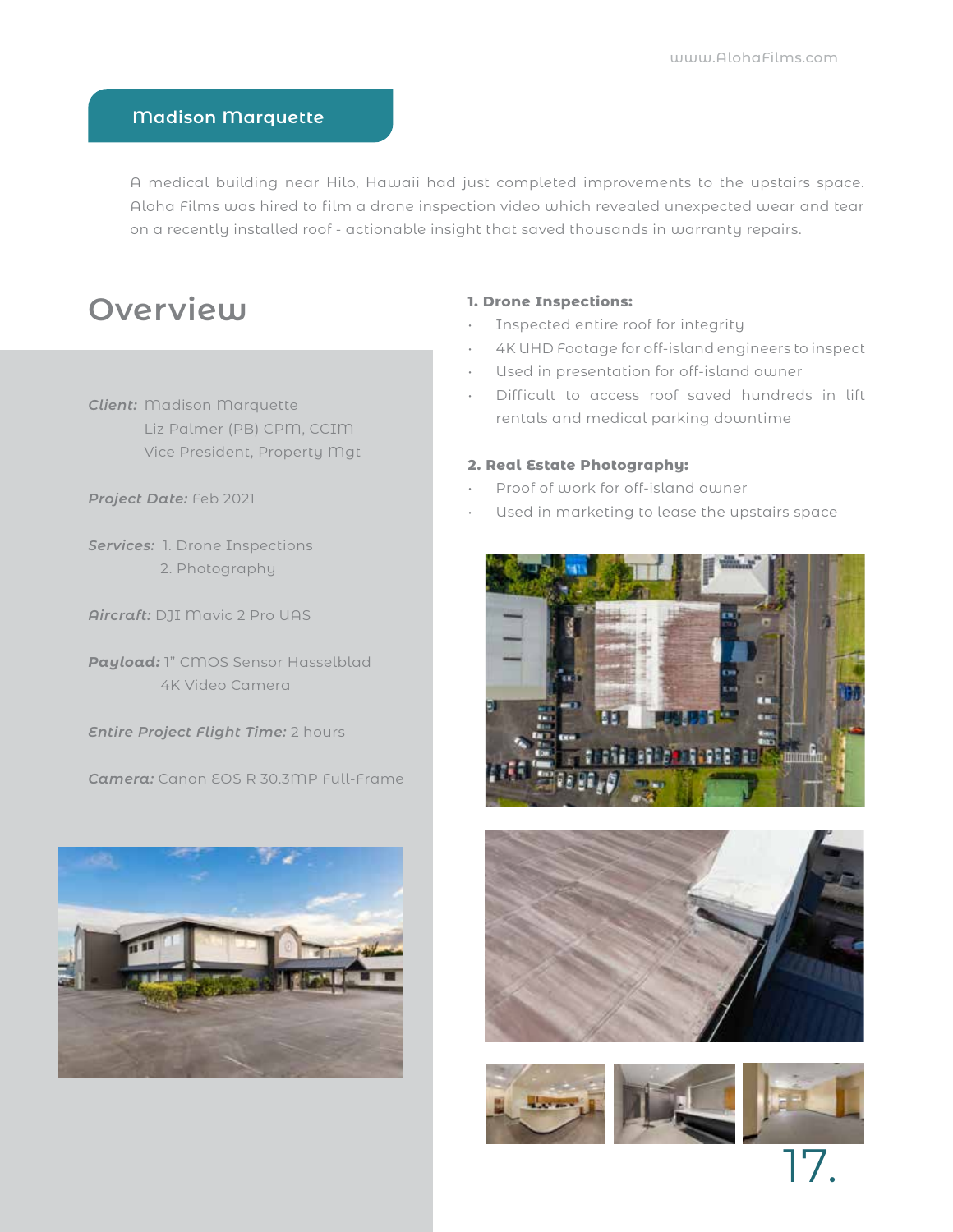## Madison Marquette

A medical building near Hilo, Hawaii had just completed improvements to the upstairs space. Aloha Films was hired to film a drone inspection video which revealed unexpected wear and tear on a recently installed roof - actionable insight that saved thousands in warranty repairs.

# Overview

***Client:*** Madison Marquette
Liz Palmer (PB) CPM, CCIM
Vice President, Property Mgt

***Project Date:*** Feb 2021

***Services:*** 1. Drone Inspections
2. Photography

***Aircraft:*** DJI Mavic 2 Pro UAS

***Payload:*** 1" CMOS Sensor Hasselblad 4K Video Camera

***Entire Project Flight Time:*** 2 hours

***Camera:*** Canon EOS R 30.3MP Full-Frame

**1. Drone Inspections:**

- Inspected entire roof for integrity
- 4K UHD Footage for off-island engineers to inspect
- Used in presentation for off-island owner
- Difficult to access roof saved hundreds in lift rentals and medical parking downtime

**2. Real Estate Photography:**

- Proof of work for off-island owner
- Used in marketing to lease the upstairs space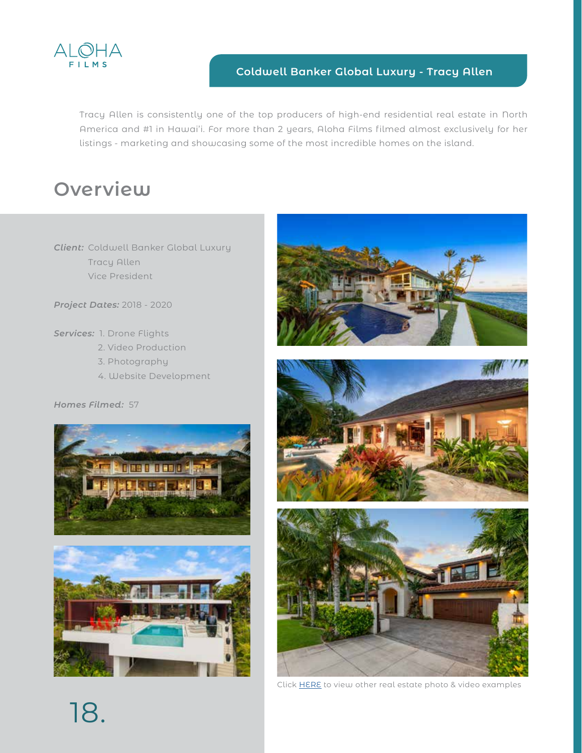## Coldwell Banker Global Luxury - Tracy Allen

Tracy Allen is consistently one of the top producers of high-end residential real estate in North America and #1 in Hawai'i. For more than 2 years, Aloha Films filmed almost exclusively for her listings - marketing and showcasing some of the most incredible homes on the island.

# Overview

***Client:*** Coldwell Banker Global Luxury
Tracy Allen
Vice President

***Project Dates:*** 2018 - 2020

***Services:***
1. Drone Flights
2. Video Production
3. Photography
4. Website Development

***Homes Filmed:*** 57

Click [HERE] to view other real estate photo & video examples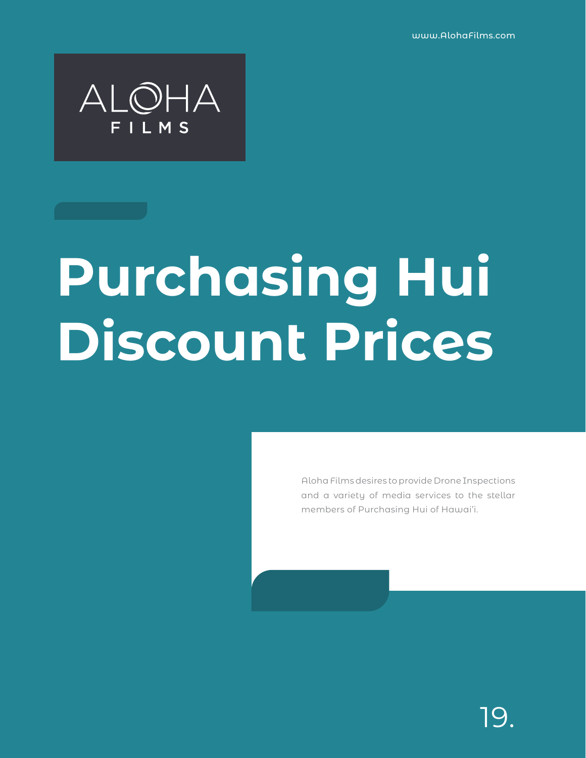www.AlohaFilms.com

ALOHA FILMS

# Purchasing Hui Discount Prices

Aloha Films desires to provide Drone Inspections and a variety of media services to the stellar members of Purchasing Hui of Hawai'i.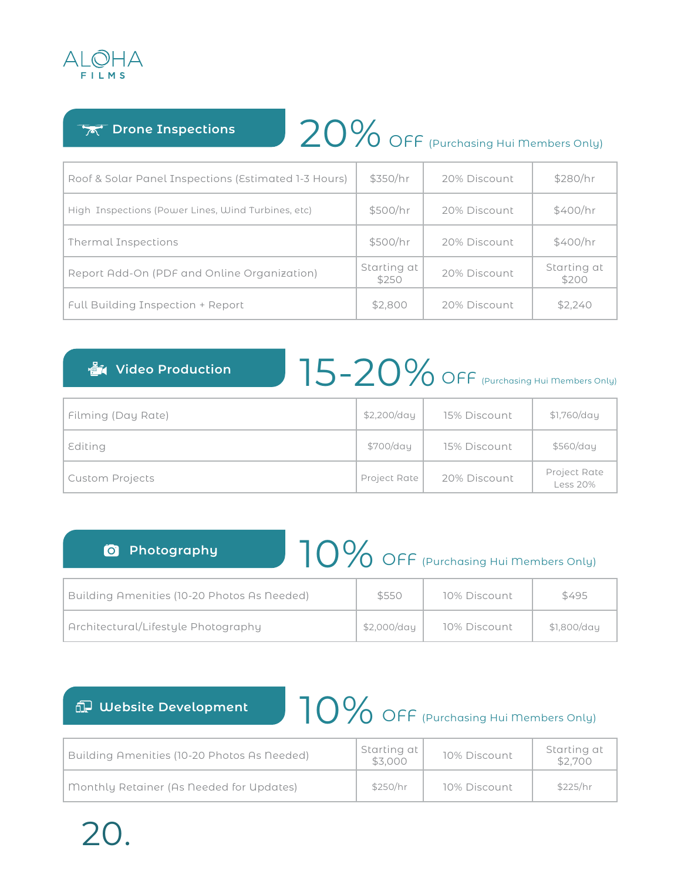ALOHA FILMS

## Drone Inspections

**20% OFF** (Purchasing Hui Members Only)

| | | | |
|---|---|---|---|
| Roof & Solar Panel Inspections (Estimated 1-3 Hours) | $350/hr | 20% Discount | $280/hr |
| High Inspections (Power Lines, Wind Turbines, etc) | $500/hr | 20% Discount | $400/hr |
| Thermal Inspections | $500/hr | 20% Discount | $400/hr |
| Report Add-On (PDF and Online Organization) | Starting at $250 | 20% Discount | Starting at $200 |
| Full Building Inspection + Report | $2,800 | 20% Discount | $2,240 |

## Video Production

**15-20% OFF** (Purchasing Hui Members Only)

| | | | |
|---|---|---|---|
| Filming (Day Rate) | $2,200/day | 15% Discount | $1,760/day |
| Editing | $700/day | 15% Discount | $560/day |
| Custom Projects | Project Rate | 20% Discount | Project Rate Less 20% |

## Photography

**10% OFF** (Purchasing Hui Members Only)

| | | | |
|---|---|---|---|
| Building Amenities (10-20 Photos As Needed) | $550 | 10% Discount | $495 |
| Architectural/Lifestyle Photography | $2,000/day | 10% Discount | $1,800/day |

## Website Development

**10% OFF** (Purchasing Hui Members Only)

| | | | |
|---|---|---|---|
| Building Amenities (10-20 Photos As Needed) | Starting at $3,000 | 10% Discount | Starting at $2,700 |
| Monthly Retainer (As Needed for Updates) | $250/hr | 10% Discount | $225/hr |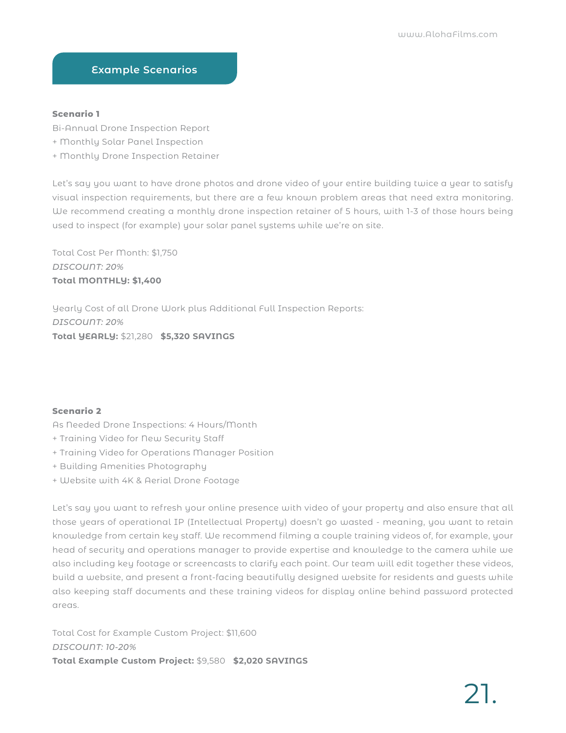## Example Scenarios

**Scenario 1**

Bi-Annual Drone Inspection Report
+ Monthly Solar Panel Inspection
+ Monthly Drone Inspection Retainer

Let's say you want to have drone photos and drone video of your entire building twice a year to satisfy visual inspection requirements, but there are a few known problem areas that need extra monitoring. We recommend creating a monthly drone inspection retainer of 5 hours, with 1-3 of those hours being used to inspect (for example) your solar panel systems while we're on site.

Total Cost Per Month: $1,750
*DISCOUNT: 20%*
**Total MONTHLY: $1,400**

Yearly Cost of all Drone Work plus Additional Full Inspection Reports:
*DISCOUNT: 20%*
**Total YEARLY:** $21,280 **$5,320 SAVINGS**

**Scenario 2**

As Needed Drone Inspections: 4 Hours/Month
+ Training Video for New Security Staff
+ Training Video for Operations Manager Position
+ Building Amenities Photography
+ Website with 4K & Aerial Drone Footage

Let's say you want to refresh your online presence with video of your property and also ensure that all those years of operational IP (Intellectual Property) doesn't go wasted - meaning, you want to retain knowledge from certain key staff. We recommend filming a couple training videos of, for example, your head of security and operations manager to provide expertise and knowledge to the camera while we also including key footage or screencasts to clarify each point. Our team will edit together these videos, build a website, and present a front-facing beautifully designed website for residents and guests while also keeping staff documents and these training videos for display online behind password protected areas.

Total Cost for Example Custom Project: $11,600
*DISCOUNT: 10-20%*
**Total Example Custom Project:** $9,580 **$2,020 SAVINGS**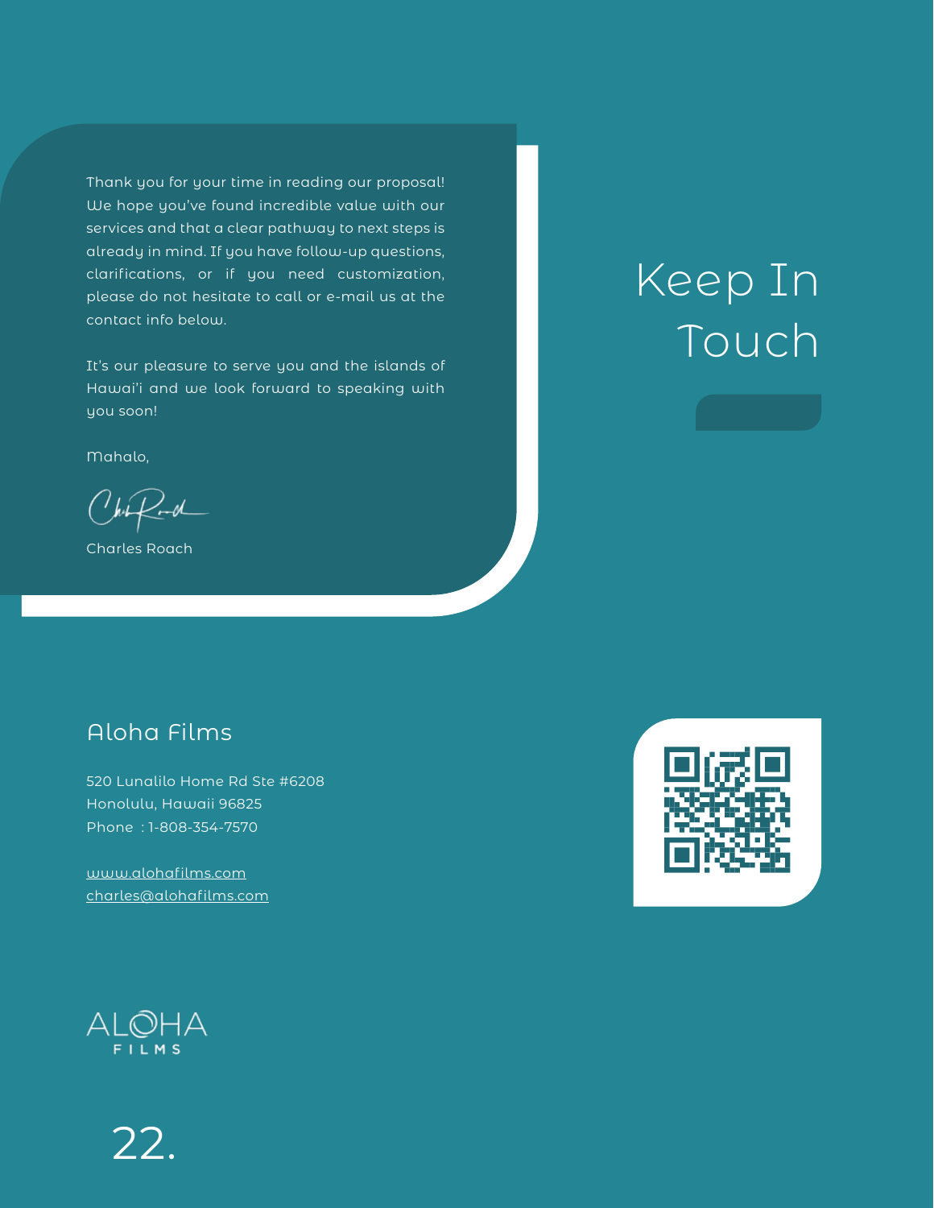# Keep In Touch

Thank you for your time in reading our proposal! We hope you've found incredible value with our services and that a clear pathway to next steps is already in mind. If you have follow-up questions, clarifications, or if you need customization, please do not hesitate to call or e-mail us at the contact info below.

It's our pleasure to serve you and the islands of Hawai'i and we look forward to speaking with you soon!

Mahalo,

Charles Roach

## Aloha Films

520 Lunalilo Home Rd Ste #6208
Honolulu, Hawaii 96825
Phone : 1-808-354-7570

www.alohafilms.com
charles@alohafilms.com

ALOHA FILMS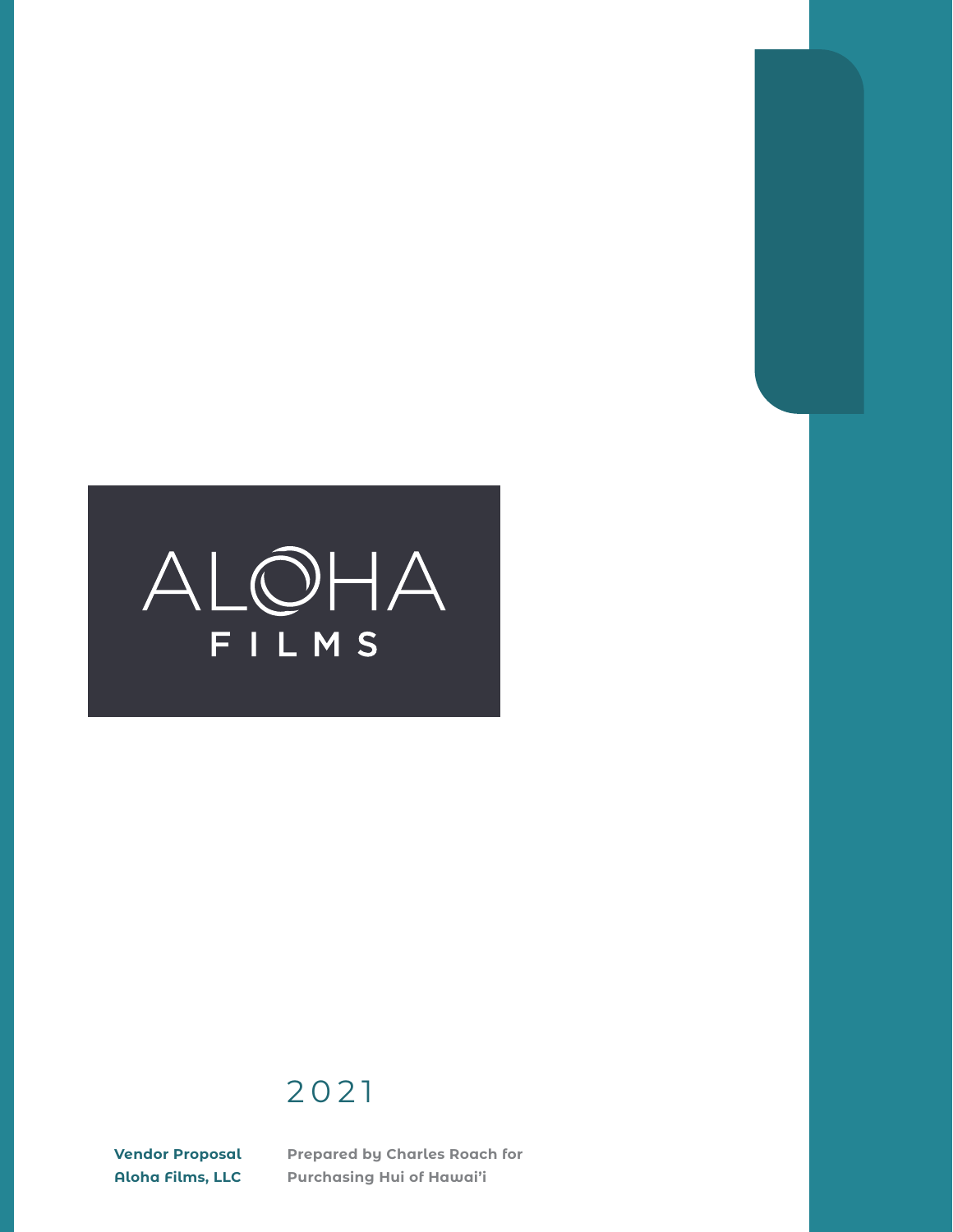ALOHA

FILMS

2021

**Vendor Proposal**
**Aloha Films, LLC**

**Prepared by Charles Roach for**
**Purchasing Hui of Hawai'i**